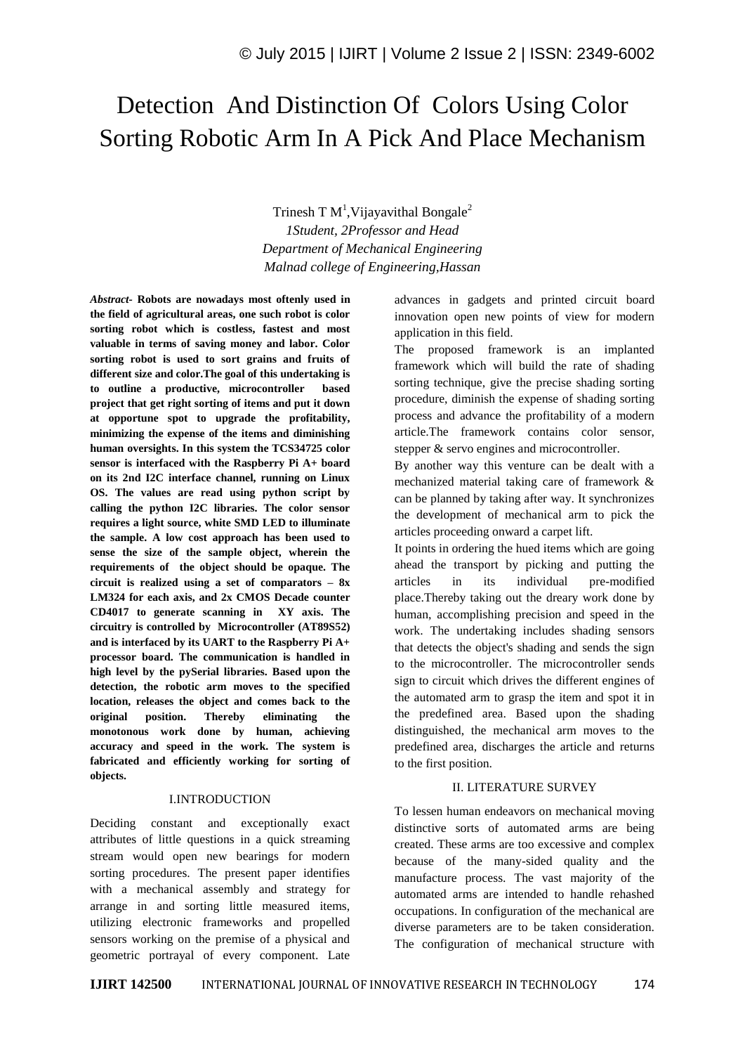# Detection And Distinction Of Colors Using Color Sorting Robotic Arm In A Pick And Place Mechanism

Trinesh T M[1], Vijayavithal Bongale[2]

*1Student, 2Professor and Head*

*Department of Mechanical Engineering*

*Malnad college of Engineering,Hassan*

***Abstract-*** **Robots are nowadays most oftenly used in the field of agricultural areas, one such robot is color sorting robot which is costless, fastest and most valuable in terms of saving money and labor. Color sorting robot is used to sort grains and fruits of different size and color.The goal of this undertaking is to outline a productive, microcontroller based project that get right sorting of items and put it down at opportune spot to upgrade the profitability, minimizing the expense of the items and diminishing human oversights. In this system the TCS34725 color sensor is interfaced with the Raspberry Pi A+ board on its 2nd I2C interface channel, running on Linux OS. The values are read using python script by calling the python I2C libraries. The color sensor requires a light source, white SMD LED to illuminate the sample. A low cost approach has been used to sense the size of the sample object, wherein the requirements of the object should be opaque. The circuit is realized using a set of comparators – 8x LM324 for each axis, and 2x CMOS Decade counter CD4017 to generate scanning in XY axis. The circuitry is controlled by Microcontroller (AT89S52) and is interfaced by its UART to the Raspberry Pi A+ processor board. The communication is handled in high level by the pySerial libraries. Based upon the detection, the robotic arm moves to the specified location, releases the object and comes back to the original position. Thereby eliminating the monotonous work done by human, achieving accuracy and speed in the work. The system is fabricated and efficiently working for sorting of objects.**

## I.INTRODUCTION

Deciding constant and exceptionally exact attributes of little questions in a quick streaming stream would open new bearings for modern sorting procedures. The present paper identifies with a mechanical assembly and strategy for arrange in and sorting little measured items, utilizing electronic frameworks and propelled sensors working on the premise of a physical and geometric portrayal of every component. Late advances in gadgets and printed circuit board innovation open new points of view for modern application in this field.

The proposed framework is an implanted framework which will build the rate of shading sorting technique, give the precise shading sorting procedure, diminish the expense of shading sorting process and advance the profitability of a modern article.The framework contains color sensor, stepper & servo engines and microcontroller.

By another way this venture can be dealt with a mechanized material taking care of framework & can be planned by taking after way. It synchronizes the development of mechanical arm to pick the articles proceeding onward a carpet lift.

It points in ordering the hued items which are going ahead the transport by picking and putting the articles in its individual pre-modified place.Thereby taking out the dreary work done by human, accomplishing precision and speed in the work. The undertaking includes shading sensors that detects the object's shading and sends the sign to the microcontroller. The microcontroller sends sign to circuit which drives the different engines of the automated arm to grasp the item and spot it in the predefined area. Based upon the shading distinguished, the mechanical arm moves to the predefined area, discharges the article and returns to the first position.

## II. LITERATURE SURVEY

To lessen human endeavors on mechanical moving distinctive sorts of automated arms are being created. These arms are too excessive and complex because of the many-sided quality and the manufacture process. The vast majority of the automated arms are intended to handle rehashed occupations. In configuration of the mechanical are diverse parameters are to be taken consideration. The configuration of mechanical structure with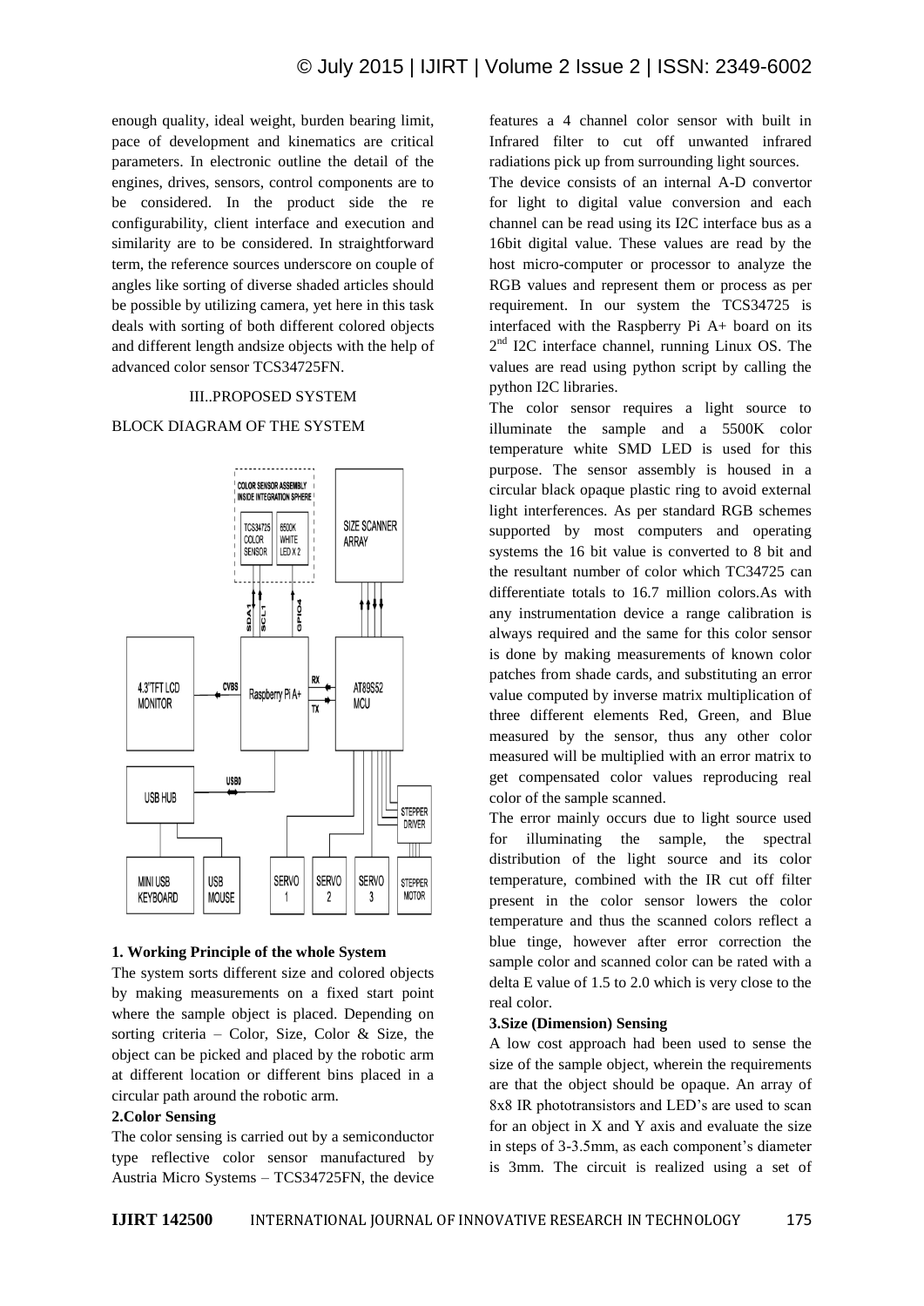enough quality, ideal weight, burden bearing limit, pace of development and kinematics are critical parameters. In electronic outline the detail of the engines, drives, sensors, control components are to be considered. In the product side the re configurability, client interface and execution and similarity are to be considered. In straightforward term, the reference sources underscore on couple of angles like sorting of diverse shaded articles should be possible by utilizing camera, yet here in this task deals with sorting of both different colored objects and different length andsize objects with the help of advanced color sensor TCS34725FN.

## III..PROPOSED SYSTEM

### BLOCK DIAGRAM OF THE SYSTEM

### 1. Working Principle of the whole System

The system sorts different size and colored objects by making measurements on a fixed start point where the sample object is placed. Depending on sorting criteria – Color, Size, Color & Size, the object can be picked and placed by the robotic arm at different location or different bins placed in a circular path around the robotic arm.

### 2.Color Sensing

The color sensing is carried out by a semiconductor type reflective color sensor manufactured by Austria Micro Systems – TCS34725FN, the device features a 4 channel color sensor with built in Infrared filter to cut off unwanted infrared radiations pick up from surrounding light sources.

The device consists of an internal A-D convertor for light to digital value conversion and each channel can be read using its I2C interface bus as a 16bit digital value. These values are read by the host micro-computer or processor to analyze the RGB values and represent them or process as per requirement. In our system the TCS34725 is interfaced with the Raspberry Pi A+ board on its 2nd I2C interface channel, running Linux OS. The values are read using python script by calling the python I2C libraries.

The color sensor requires a light source to illuminate the sample and a 5500K color temperature white SMD LED is used for this purpose. The sensor assembly is housed in a circular black opaque plastic ring to avoid external light interferences. As per standard RGB schemes supported by most computers and operating systems the 16 bit value is converted to 8 bit and the resultant number of color which TC34725 can differentiate totals to 16.7 million colors.As with any instrumentation device a range calibration is always required and the same for this color sensor is done by making measurements of known color patches from shade cards, and substituting an error value computed by inverse matrix multiplication of three different elements Red, Green, and Blue measured by the sensor, thus any other color measured will be multiplied with an error matrix to get compensated color values reproducing real color of the sample scanned.

The error mainly occurs due to light source used for illuminating the sample, the spectral distribution of the light source and its color temperature, combined with the IR cut off filter present in the color sensor lowers the color temperature and thus the scanned colors reflect a blue tinge, however after error correction the sample color and scanned color can be rated with a delta E value of 1.5 to 2.0 which is very close to the real color.

### 3.Size (Dimension) Sensing

A low cost approach had been used to sense the size of the sample object, wherein the requirements are that the object should be opaque. An array of 8x8 IR phototransistors and LED's are used to scan for an object in X and Y axis and evaluate the size in steps of 3-3.5mm, as each component's diameter is 3mm. The circuit is realized using a set of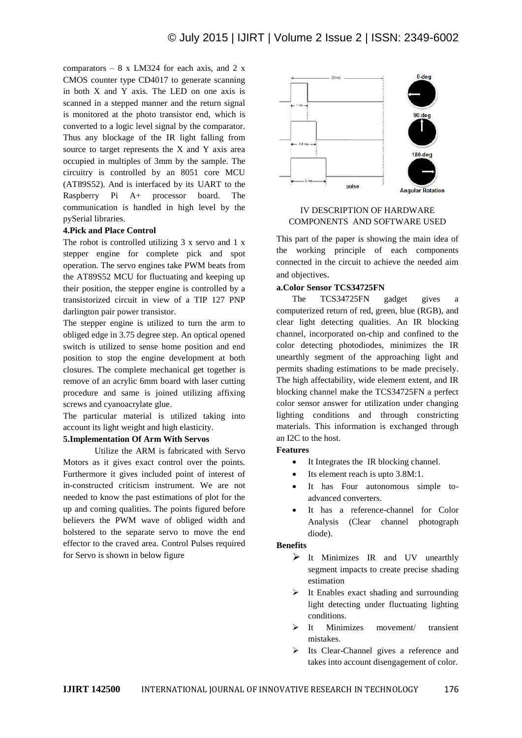comparators – 8 x LM324 for each axis, and 2 x CMOS counter type CD4017 to generate scanning in both X and Y axis. The LED on one axis is scanned in a stepped manner and the return signal is monitored at the photo transistor end, which is converted to a logic level signal by the comparator. Thus any blockage of the IR light falling from source to target represents the X and Y axis area occupied in multiples of 3mm by the sample. The circuitry is controlled by an 8051 core MCU (AT89S52). And is interfaced by its UART to the Raspberry Pi A+ processor board. The communication is handled in high level by the pySerial libraries.

**4.Pick and Place Control**

The robot is controlled utilizing 3 x servo and 1 x stepper engine for complete pick and spot operation. The servo engines take PWM beats from the AT89S52 MCU for fluctuating and keeping up their position, the stepper engine is controlled by a transistorized circuit in view of a TIP 127 PNP darlington pair power transistor.

The stepper engine is utilized to turn the arm to obliged edge in 3.75 degree step. An optical opened switch is utilized to sense home position and end position to stop the engine development at both closures. The complete mechanical get together is remove of an acrylic 6mm board with laser cutting procedure and same is joined utilizing affixing screws and cyanoacrylate glue.

The particular material is utilized taking into account its light weight and high elasticity.

**5.Implementation Of Arm With Servos**

Utilize the ARM is fabricated with Servo Motors as it gives exact control over the points. Furthermore it gives included point of interest of in-constructed criticism instrument. We are not needed to know the past estimations of plot for the up and coming qualities. The points figured before believers the PWM wave of obliged width and bolstered to the separate servo to move the end effector to the craved area. Control Pulses required for Servo is shown in below figure

## IV DESCRIPTION OF HARDWARE COMPONENTS AND SOFTWARE USED

This part of the paper is showing the main idea of the working principle of each components connected in the circuit to achieve the needed aim and objectives.

**a.Color Sensor TCS34725FN**

The TCS34725FN gadget gives a computerized return of red, green, blue (RGB), and clear light detecting qualities. An IR blocking channel, incorporated on-chip and confined to the color detecting photodiodes, minimizes the IR unearthly segment of the approaching light and permits shading estimations to be made precisely. The high affectability, wide element extent, and IR blocking channel make the TCS34725FN a perfect color sensor answer for utilization under changing lighting conditions and through constricting materials. This information is exchanged through an I2C to the host.

**Features**

- It Integrates the IR blocking channel.
- Its element reach is upto 3.8M:1.
- It has Four autonomous simple to-advanced converters.
- It has a reference-channel for Color Analysis (Clear channel photograph diode).

**Benefits**

- It Minimizes IR and UV unearthly segment impacts to create precise shading estimation
- It Enables exact shading and surrounding light detecting under fluctuating lighting conditions.
- It Minimizes movement/ transient mistakes.
- Its Clear-Channel gives a reference and takes into account disengagement of color.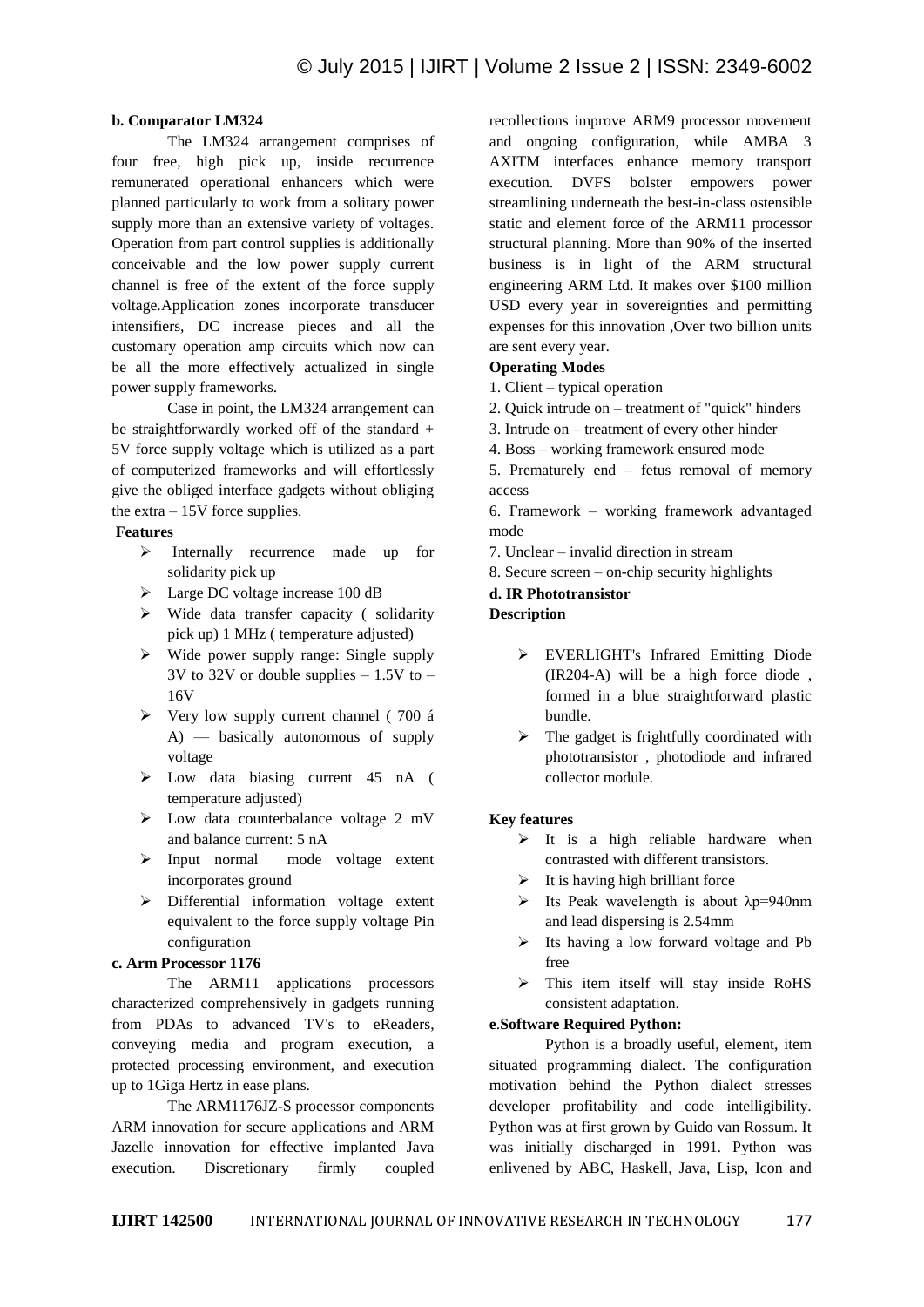**b. Comparator LM324**

The LM324 arrangement comprises of four free, high pick up, inside recurrence remunerated operational enhancers which were planned particularly to work from a solitary power supply more than an extensive variety of voltages. Operation from part control supplies is additionally conceivable and the low power supply current channel is free of the extent of the force supply voltage.Application zones incorporate transducer intensifiers, DC increase pieces and all the customary operation amp circuits which now can be all the more effectively actualized in single power supply frameworks.

Case in point, the LM324 arrangement can be straightforwardly worked off of the standard + 5V force supply voltage which is utilized as a part of computerized frameworks and will effortlessly give the obliged interface gadgets without obliging the extra – 15V force supplies.

**Features**

- Internally recurrence made up for solidarity pick up
- Large DC voltage increase 100 dB
- Wide data transfer capacity ( solidarity pick up) 1 MHz ( temperature adjusted)
- Wide power supply range: Single supply 3V to 32V or double supplies – 1.5V to – 16V
- Very low supply current channel ( 700 á A) — basically autonomous of supply voltage
- Low data biasing current 45 nA ( temperature adjusted)
- Low data counterbalance voltage 2 mV and balance current: 5 nA
- Input normal mode voltage extent incorporates ground
- Differential information voltage extent equivalent to the force supply voltage Pin configuration

**c. Arm Processor 1176**

The ARM11 applications processors characterized comprehensively in gadgets running from PDAs to advanced TV's to eReaders, conveying media and program execution, a protected processing environment, and execution up to 1Giga Hertz in ease plans.

The ARM1176JZ-S processor components ARM innovation for secure applications and ARM Jazelle innovation for effective implanted Java execution. Discretionary firmly coupled recollections improve ARM9 processor movement and ongoing configuration, while AMBA 3 AXITM interfaces enhance memory transport execution. DVFS bolster empowers power streamlining underneath the best-in-class ostensible static and element force of the ARM11 processor structural planning. More than 90% of the inserted business is in light of the ARM structural engineering ARM Ltd. It makes over $100 million USD every year in sovereignties and permitting expenses for this innovation ,Over two billion units are sent every year.

**Operating Modes**

1. Client – typical operation
2. Quick intrude on – treatment of "quick" hinders
3. Intrude on – treatment of every other hinder
4. Boss – working framework ensured mode
5. Prematurely end – fetus removal of memory access
6. Framework – working framework advantaged mode
7. Unclear – invalid direction in stream
8. Secure screen – on-chip security highlights

**d. IR Phototransistor**

**Description**

- EVERLIGHT's Infrared Emitting Diode (IR204-A) will be a high force diode , formed in a blue straightforward plastic bundle.
- The gadget is frightfully coordinated with phototransistor , photodiode and infrared collector module.

**Key features**

- It is a high reliable hardware when contrasted with different transistors.
- It is having high brilliant force
- Its Peak wavelength is about λp=940nm and lead dispersing is 2.54mm
- Its having a low forward voltage and Pb free
- This item itself will stay inside RoHS consistent adaptation.

**e.Software Required Python:**

Python is a broadly useful, element, item situated programming dialect. The configuration motivation behind the Python dialect stresses developer profitability and code intelligibility. Python was at first grown by Guido van Rossum. It was initially discharged in 1991. Python was enlivened by ABC, Haskell, Java, Lisp, Icon and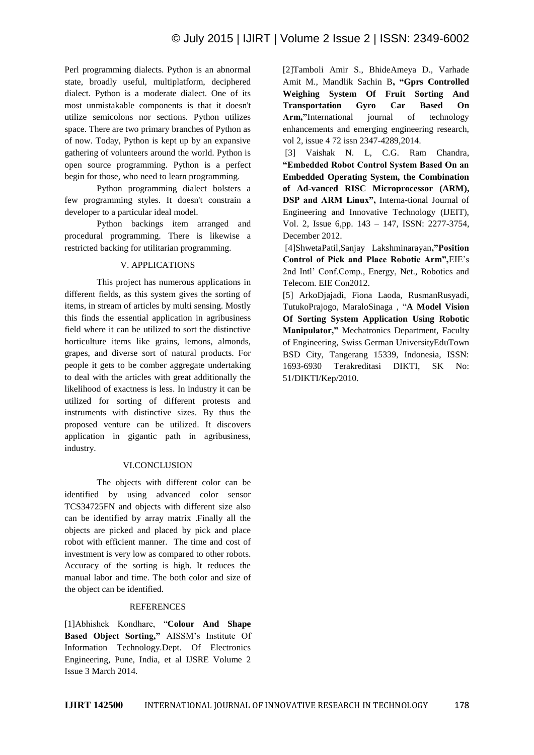Perl programming dialects. Python is an abnormal state, broadly useful, multiplatform, deciphered dialect. Python is a moderate dialect. One of its most unmistakable components is that it doesn't utilize semicolons nor sections. Python utilizes space. There are two primary branches of Python as of now. Today, Python is kept up by an expansive gathering of volunteers around the world. Python is open source programming. Python is a perfect begin for those, who need to learn programming.

Python programming dialect bolsters a few programming styles. It doesn't constrain a developer to a particular ideal model.

Python backings item arranged and procedural programming. There is likewise a restricted backing for utilitarian programming.

## V. APPLICATIONS

This project has numerous applications in different fields, as this system gives the sorting of items, in stream of articles by multi sensing. Mostly this finds the essential application in agribusiness field where it can be utilized to sort the distinctive horticulture items like grains, lemons, almonds, grapes, and diverse sort of natural products. For people it gets to be comber aggregate undertaking to deal with the articles with great additionally the likelihood of exactness is less. In industry it can be utilized for sorting of different protests and instruments with distinctive sizes. By thus the proposed venture can be utilized. It discovers application in gigantic path in agribusiness, industry.

## VI.CONCLUSION

The objects with different color can be identified by using advanced color sensor TCS34725FN and objects with different size also can be identified by array matrix .Finally all the objects are picked and placed by pick and place robot with efficient manner. The time and cost of investment is very low as compared to other robots. Accuracy of the sorting is high. It reduces the manual labor and time. The both color and size of the object can be identified.

## REFERENCES

[1]Abhishek Kondhare, "**Colour And Shape Based Object Sorting,**" AISSM's Institute Of Information Technology.Dept. Of Electronics Engineering, Pune, India, et al IJSRE Volume 2 Issue 3 March 2014.

[2]Tamboli Amir S., BhideAmeya D., Varhade Amit M., Mandlik Sachin B**, "Gprs Controlled Weighing System Of Fruit Sorting And Transportation Gyro Car Based On Arm,"**International journal of technology enhancements and emerging engineering research, vol 2, issue 4 72 issn 2347-4289,2014.

[3] Vaishak N. L, C.G. Ram Chandra, **"Embedded Robot Control System Based On an Embedded Operating System, the Combination of Ad-vanced RISC Microprocessor (ARM), DSP and ARM Linux",** Interna-tional Journal of Engineering and Innovative Technology (IJEIT), Vol. 2, Issue 6,pp. 143 – 147, ISSN: 2277-3754, December 2012.

[4]ShwetaPatil,Sanjay Lakshminarayan**,"Position Control of Pick and Place Robotic Arm",**EIE's 2nd Intl' Conf.Comp., Energy, Net., Robotics and Telecom. EIE Con2012.

[5] ArkoDjajadi, Fiona Laoda, RusmanRusyadi, TutukoPrajogo, MaraloSinaga , "**A Model Vision Of Sorting System Application Using Robotic Manipulator,"** Mechatronics Department, Faculty of Engineering, Swiss German UniversityEduTown BSD City, Tangerang 15339, Indonesia, ISSN: 1693-6930 Terakreditasi DIKTI, SK No: 51/DIKTI/Kep/2010.